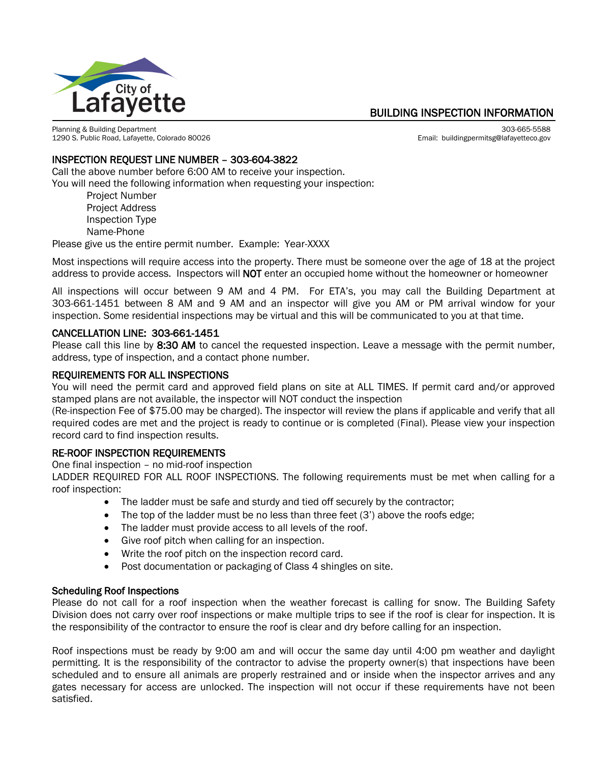City of Lafayette

## BUILDING INSPECTION INFORMATION

Planning & Building Department
1290 S. Public Road, Lafayette, Colorado 80026

303-665-5588
Email: buildingpermitsg@lafayetteco.gov

### INSPECTION REQUEST LINE NUMBER – 303-604-3822

Call the above number before 6:00 AM to receive your inspection.
You will need the following information when requesting your inspection:

Project Number
Project Address
Inspection Type
Name-Phone

Please give us the entire permit number. Example: Year-XXXX

Most inspections will require access into the property. There must be someone over the age of 18 at the project address to provide access. Inspectors will **NOT** enter an occupied home without the homeowner or homeowner

All inspections will occur between 9 AM and 4 PM. For ETA's, you may call the Building Department at 303-661-1451 between 8 AM and 9 AM and an inspector will give you AM or PM arrival window for your inspection. Some residential inspections may be virtual and this will be communicated to you at that time.

### CANCELLATION LINE: 303-661-1451

Please call this line by **8:30 AM** to cancel the requested inspection. Leave a message with the permit number, address, type of inspection, and a contact phone number.

### REQUIREMENTS FOR ALL INSPECTIONS

You will need the permit card and approved field plans on site at ALL TIMES. If permit card and/or approved stamped plans are not available, the inspector will NOT conduct the inspection
(Re-inspection Fee of $75.00 may be charged). The inspector will review the plans if applicable and verify that all required codes are met and the project is ready to continue or is completed (Final). Please view your inspection record card to find inspection results.

### RE-ROOF INSPECTION REQUIREMENTS

One final inspection – no mid-roof inspection
LADDER REQUIRED FOR ALL ROOF INSPECTIONS. The following requirements must be met when calling for a roof inspection:

- The ladder must be safe and sturdy and tied off securely by the contractor;
- The top of the ladder must be no less than three feet (3') above the roofs edge;
- The ladder must provide access to all levels of the roof.
- Give roof pitch when calling for an inspection.
- Write the roof pitch on the inspection record card.
- Post documentation or packaging of Class 4 shingles on site.

### Scheduling Roof Inspections

Please do not call for a roof inspection when the weather forecast is calling for snow. The Building Safety Division does not carry over roof inspections or make multiple trips to see if the roof is clear for inspection. It is the responsibility of the contractor to ensure the roof is clear and dry before calling for an inspection.

Roof inspections must be ready by 9:00 am and will occur the same day until 4:00 pm weather and daylight permitting. It is the responsibility of the contractor to advise the property owner(s) that inspections have been scheduled and to ensure all animals are properly restrained and or inside when the inspector arrives and any gates necessary for access are unlocked. The inspection will not occur if these requirements have not been satisfied.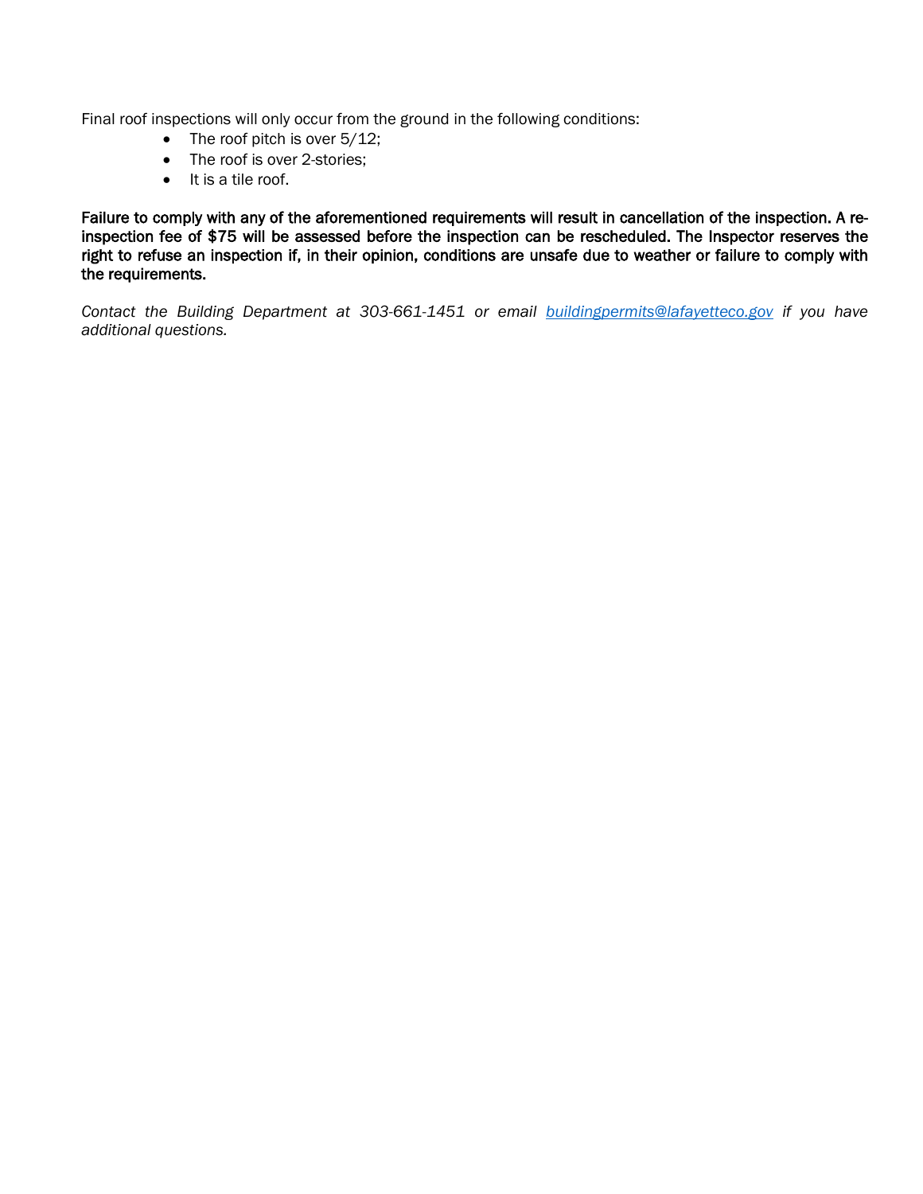Final roof inspections will only occur from the ground in the following conditions:

- The roof pitch is over 5/12;
- The roof is over 2-stories;
- It is a tile roof.

**Failure to comply with any of the aforementioned requirements will result in cancellation of the inspection. A re-inspection fee of $75 will be assessed before the inspection can be rescheduled. The Inspector reserves the right to refuse an inspection if, in their opinion, conditions are unsafe due to weather or failure to comply with the requirements.**

*Contact the Building Department at 303-661-1451 or email [buildingpermits@lafayetteco.gov](mailto:buildingpermits@lafayetteco.gov) if you have additional questions.*